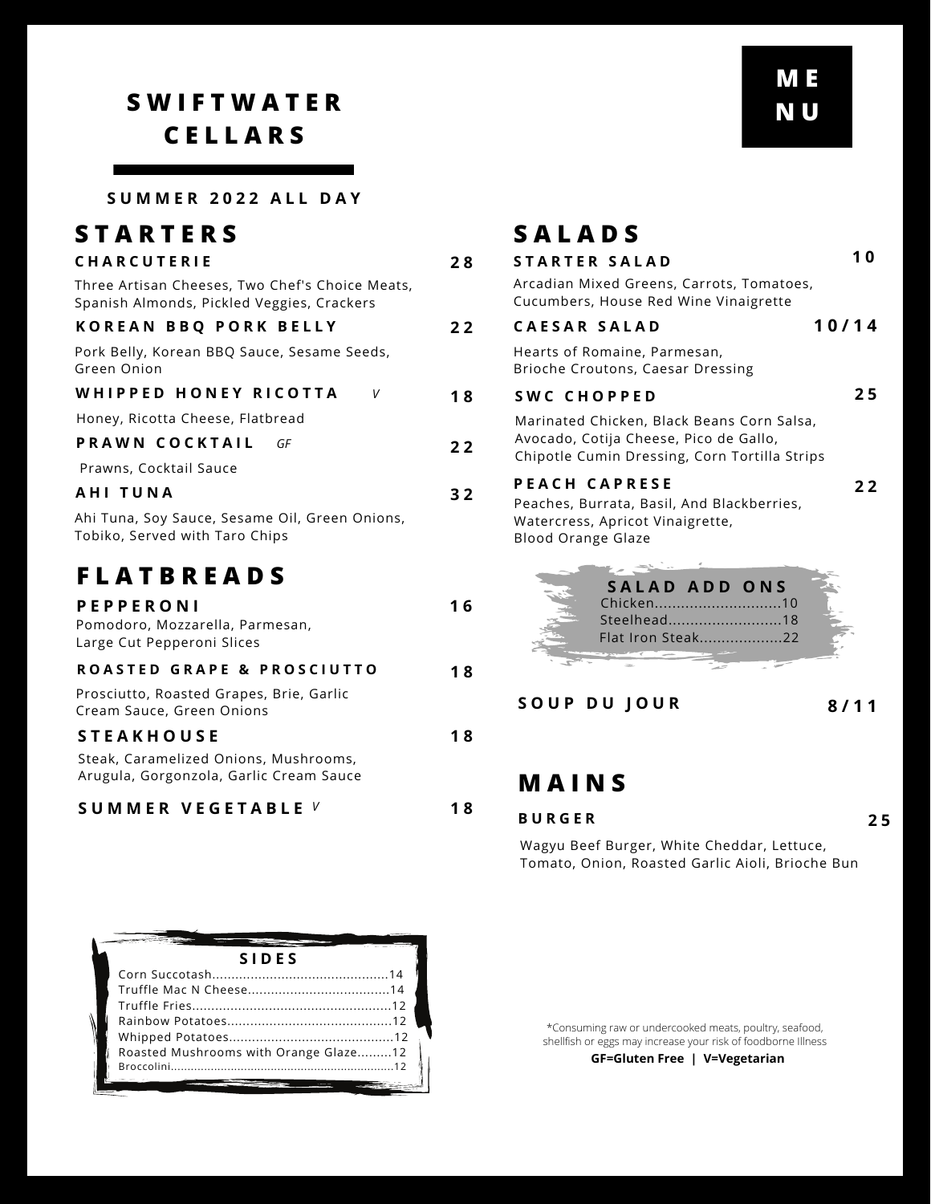# SWIFTWATER CELLARS

MENU

SUMMER 2022 ALL DAY

## STARTERS

**CHARCUTERIE** 28

Three Artisan Cheeses, Two Chef's Choice Meats, Spanish Almonds, Pickled Veggies, Crackers

**KOREAN BBQ PORK BELLY** 22

Pork Belly, Korean BBQ Sauce, Sesame Seeds, Green Onion

**WHIPPED HONEY RICOTTA** *V* 18

Honey, Ricotta Cheese, Flatbread

**PRAWN COCKTAIL** *GF* 22

Prawns, Cocktail Sauce

**AHI TUNA** 32

Ahi Tuna, Soy Sauce, Sesame Oil, Green Onions, Tobiko, Served with Taro Chips

## FLATBREADS

**PEPPERONI** 16

Pomodoro, Mozzarella, Parmesan, Large Cut Pepperoni Slices

**ROASTED GRAPE & PROSCIUTTO** 18

Prosciutto, Roasted Grapes, Brie, Garlic Cream Sauce, Green Onions

**STEAKHOUSE** 18

Steak, Caramelized Onions, Mushrooms, Arugula, Gorgonzola, Garlic Cream Sauce

**SUMMER VEGETABLE** *V* 18

### SIDES

Corn Succotash.............................................14
Truffle Mac N Cheese....................................14
Truffle Fries...................................................12
Rainbow Potatoes..........................................12
Whipped Potatoes..........................................12
Roasted Mushrooms with Orange Glaze.........12
Broccolini.......................................................12

## SALADS

**STARTER SALAD** 10

Arcadian Mixed Greens, Carrots, Tomatoes, Cucumbers, House Red Wine Vinaigrette

**CAESAR SALAD** 10/14

Hearts of Romaine, Parmesan, Brioche Croutons, Caesar Dressing

**SWC CHOPPED** 25

Marinated Chicken, Black Beans Corn Salsa, Avocado, Cotija Cheese, Pico de Gallo, Chipotle Cumin Dressing, Corn Tortilla Strips

**PEACH CAPRESE** 22

Peaches, Burrata, Basil, And Blackberries, Watercress, Apricot Vinaigrette, Blood Orange Glaze

### SALAD ADD ONS

Chicken.............................10
Steelhead..........................18
Flat Iron Steak...................22

**SOUP DU JOUR** 8/11

## MAINS

**BURGER** 25

Wagyu Beef Burger, White Cheddar, Lettuce, Tomato, Onion, Roasted Garlic Aioli, Brioche Bun

*Consuming raw or undercooked meats, poultry, seafood, shellfish or eggs may increase your risk of foodborne Illness

**GF=Gluten Free | V=Vegetarian**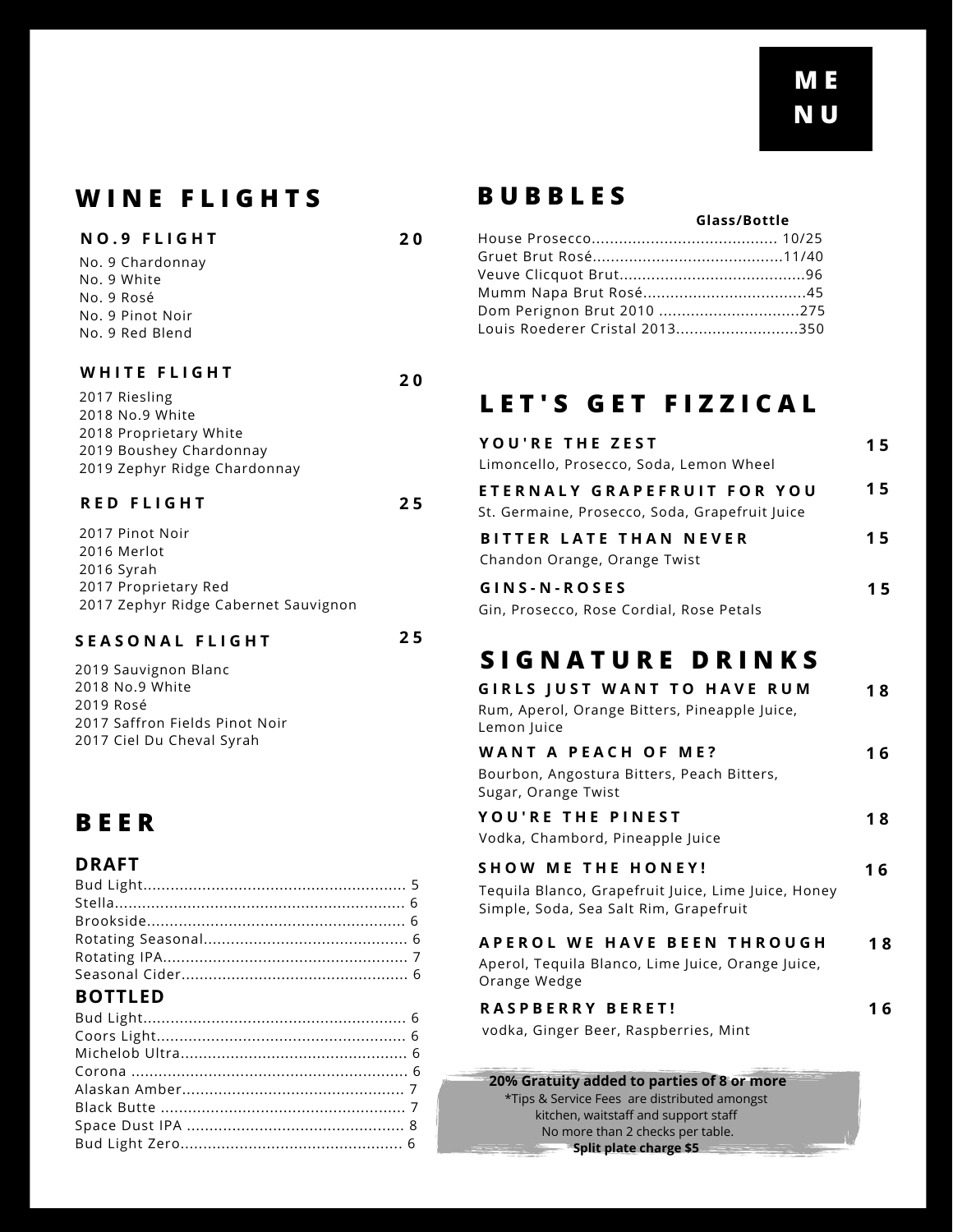# MENU

## WINE FLIGHTS

### NO.9 FLIGHT — 20

No. 9 Chardonnay
No. 9 White
No. 9 Rosé
No. 9 Pinot Noir
No. 9 Red Blend

### WHITE FLIGHT — 20

2017 Riesling
2018 No.9 White
2018 Proprietary White
2019 Boushey Chardonnay
2019 Zephyr Ridge Chardonnay

### RED FLIGHT — 25

2017 Pinot Noir
2016 Merlot
2016 Syrah
2017 Proprietary Red
2017 Zephyr Ridge Cabernet Sauvignon

### SEASONAL FLIGHT — 25

2019 Sauvignon Blanc
2018 No.9 White
2019 Rosé
2017 Saffron Fields Pinot Noir
2017 Ciel Du Cheval Syrah

## BEER

### DRAFT

| | |
|---|---|
| Bud Light | 5 |
| Stella | 6 |
| Brookside | 6 |
| Rotating Seasonal | 6 |
| Rotating IPA | 7 |
| Seasonal Cider | 6 |

### BOTTLED

| | |
|---|---|
| Bud Light | 6 |
| Coors Light | 6 |
| Michelob Ultra | 6 |
| Corona | 6 |
| Alaskan Amber | 7 |
| Black Butte | 7 |
| Space Dust IPA | 8 |
| Bud Light Zero | 6 |

## BUBBLES

| | Glass/Bottle |
|---|---|
| House Prosecco | 10/25 |
| Gruet Brut Rosé | 11/40 |
| Veuve Clicquot Brut | 96 |
| Mumm Napa Brut Rosé | 45 |
| Dom Perignon Brut 2010 | 275 |
| Louis Roederer Cristal 2013 | 350 |

## LET'S GET FIZZICAL

### YOU'RE THE ZEST — 15

Limoncello, Prosecco, Soda, Lemon Wheel

### ETERNALY GRAPEFRUIT FOR YOU — 15

St. Germaine, Prosecco, Soda, Grapefruit Juice

### BITTER LATE THAN NEVER — 15

Chandon Orange, Orange Twist

### GINS-N-ROSES — 15

Gin, Prosecco, Rose Cordial, Rose Petals

## SIGNATURE DRINKS

### GIRLS JUST WANT TO HAVE RUM — 18

Rum, Aperol, Orange Bitters, Pineapple Juice, Lemon Juice

### WANT A PEACH OF ME? — 16

Bourbon, Angostura Bitters, Peach Bitters, Sugar, Orange Twist

### YOU'RE THE PINEST — 18

Vodka, Chambord, Pineapple Juice

### SHOW ME THE HONEY! — 16

Tequila Blanco, Grapefruit Juice, Lime Juice, Honey Simple, Soda, Sea Salt Rim, Grapefruit

### APEROL WE HAVE BEEN THROUGH — 18

Aperol, Tequila Blanco, Lime Juice, Orange Juice, Orange Wedge

### RASPBERRY BERET! — 16

vodka, Ginger Beer, Raspberries, Mint

**20% Gratuity added to parties of 8 or more**
*Tips & Service Fees are distributed amongst kitchen, waitstaff and support staff
No more than 2 checks per table.
**Split plate charge $5**